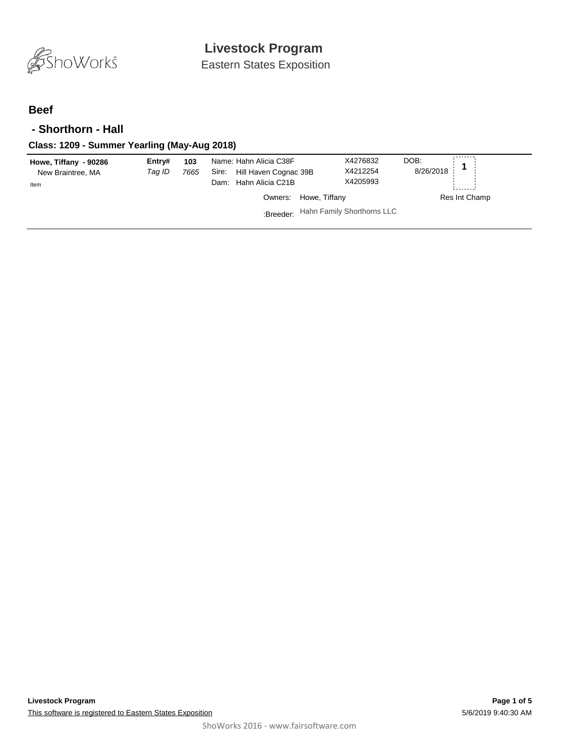# Livestock Program

Eastern States Exposition

## Beef

### - Shorthorn - Hall

#### Class: 1209 - Summer Yearling (May-Aug 2018)

| Exhibitor | Entry# / Tag ID | Animal | Registration | DOB | Placing |
|---|---|---|---|---|---|
| **Howe, Tiffany - 90286**<br>New Braintree, MA<br>Item | **Entry#** **103**<br>*Tag ID* *7665* | Name: Hahn Alicia C38F<br>Sire: Hill Haven Cognac 39B<br>Dam: Hahn Alicia C21B | X4276832<br>X4212254<br>X4205993 | DOB:<br>8/26/2018 | **1** |
| | | Owners: Howe, Tiffany | | | Res Int Champ |
| | | :Breeder: Hahn Family Shorthorns LLC | | | |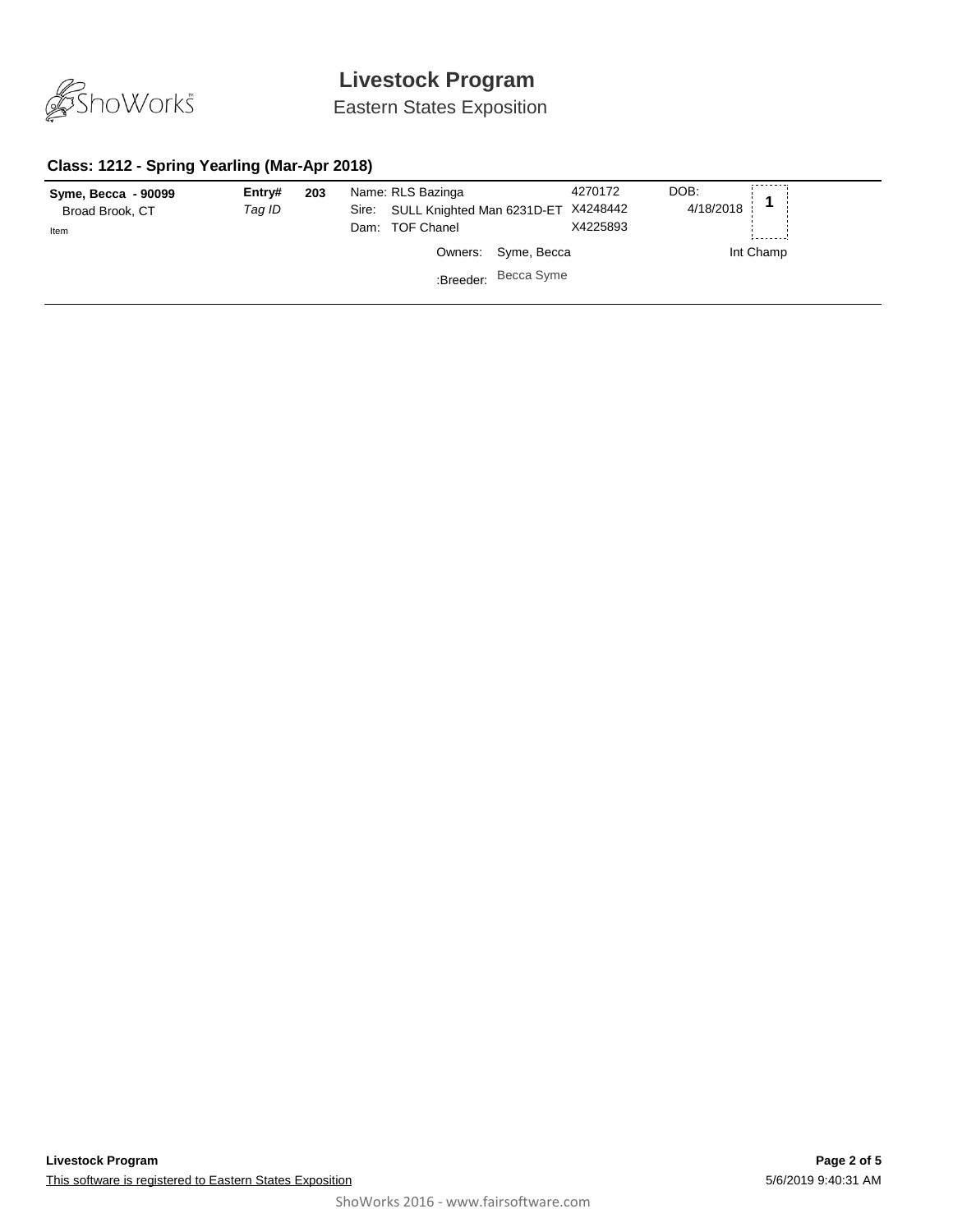# Livestock Program

Eastern States Exposition

### Class: 1212 - Spring Yearling (Mar-Apr 2018)

**Syme, Becca - 90099**
Broad Brook, CT
Item

**Entry#** 203
*Tag ID*

Name: RLS Bazinga 4270172
Sire: SULL Knighted Man 6231D-ET X4248442
Dam: TOF Chanel X4225893

Owners: Syme, Becca
:Breeder: Becca Syme

DOB: 4/18/2018

**1**

Int Champ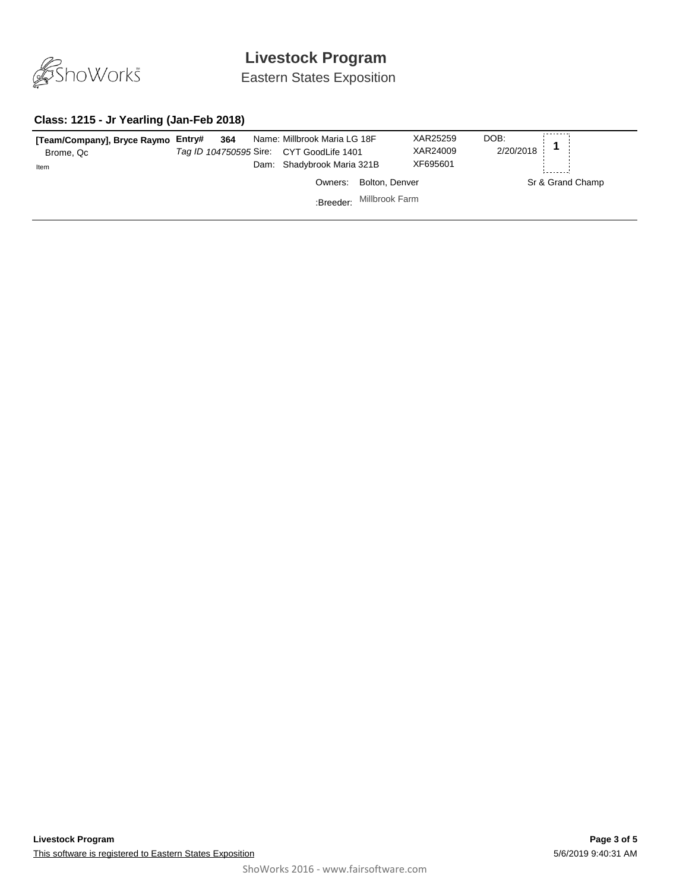# Livestock Program

Eastern States Exposition

## Class: 1215 - Jr Yearling (Jan-Feb 2018)

| Exhibitor | Entry# | Animal | Reg. # | DOB | Placing |
|---|---|---|---|---|---|
| **[Team/Company], Bryce Raymo**<br>Brome, Qc<br>Item | **364**<br>*Tag ID 104750595* | Name: Millbrook Maria LG 18F<br>Sire: CYT GoodLife 1401<br>Dam: Shadybrook Maria 321B<br>Owners: Bolton, Denver<br>:Breeder: Millbrook Farm | XAR25259<br>XAR24009<br>XF695601 | 2/20/2018 | **1**<br>Sr & Grand Champ |

This software is registered to Eastern States Exposition

5/6/2019 9:40:31 AM

ShoWorks 2016 - www.fairsoftware.com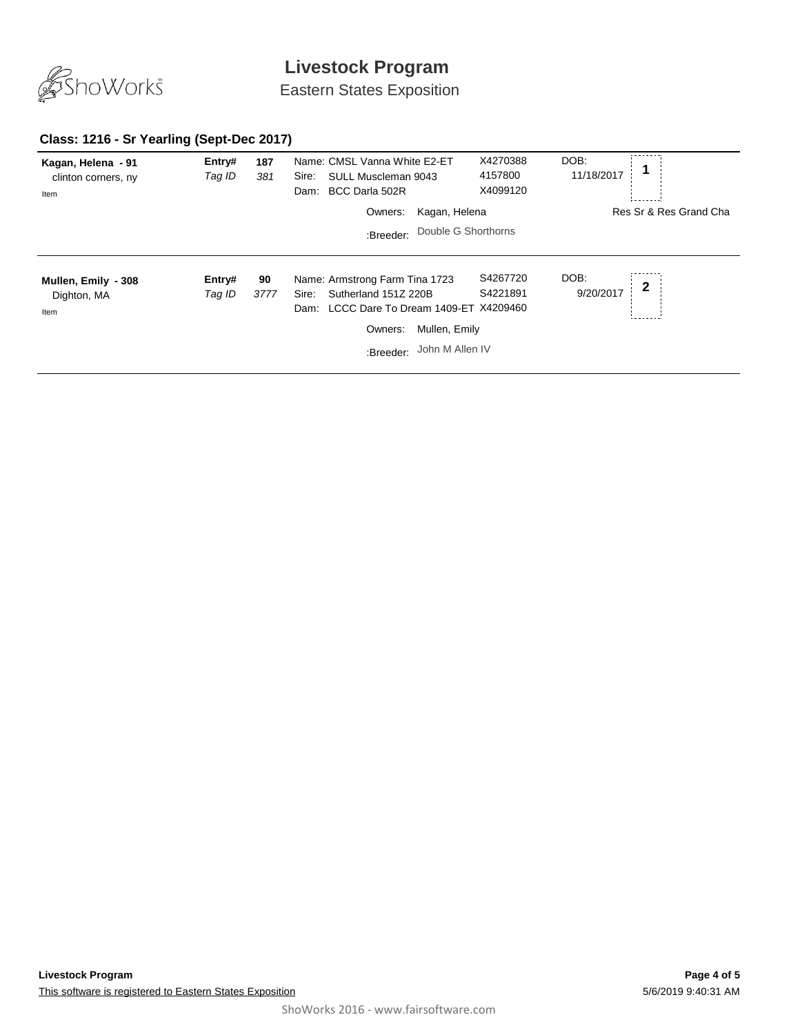## Class: 1216 - Sr Yearling (Sept-Dec 2017)

| Exhibitor | Entry# / Tag ID | Animal | Reg # | DOB | Placing |
|---|---|---|---|---|---|
| **Kagan, Helena - 91**<br>clinton corners, ny<br>Item | **Entry#** **187**<br>*Tag ID* *381* | Name: CMSL Vanna White E2-ET<br>Sire: SULL Muscleman 9043<br>Dam: BCC Darla 502R<br>Owners: Kagan, Helena<br>:Breeder: Double G Shorthorns | X4270388<br>4157800<br>X4099120 | DOB:<br>11/18/2017 | 1<br>Res Sr & Res Grand Cha |
| **Mullen, Emily - 308**<br>Dighton, MA<br>Item | **Entry#** **90**<br>*Tag ID* *3777* | Name: Armstrong Farm Tina 1723<br>Sire: Sutherland 151Z 220B<br>Dam: LCCC Dare To Dream 1409-ET<br>Owners: Mullen, Emily<br>:Breeder: John M Allen IV | S4267720<br>S4221891<br>X4209460 | DOB:<br>9/20/2017 | 2 |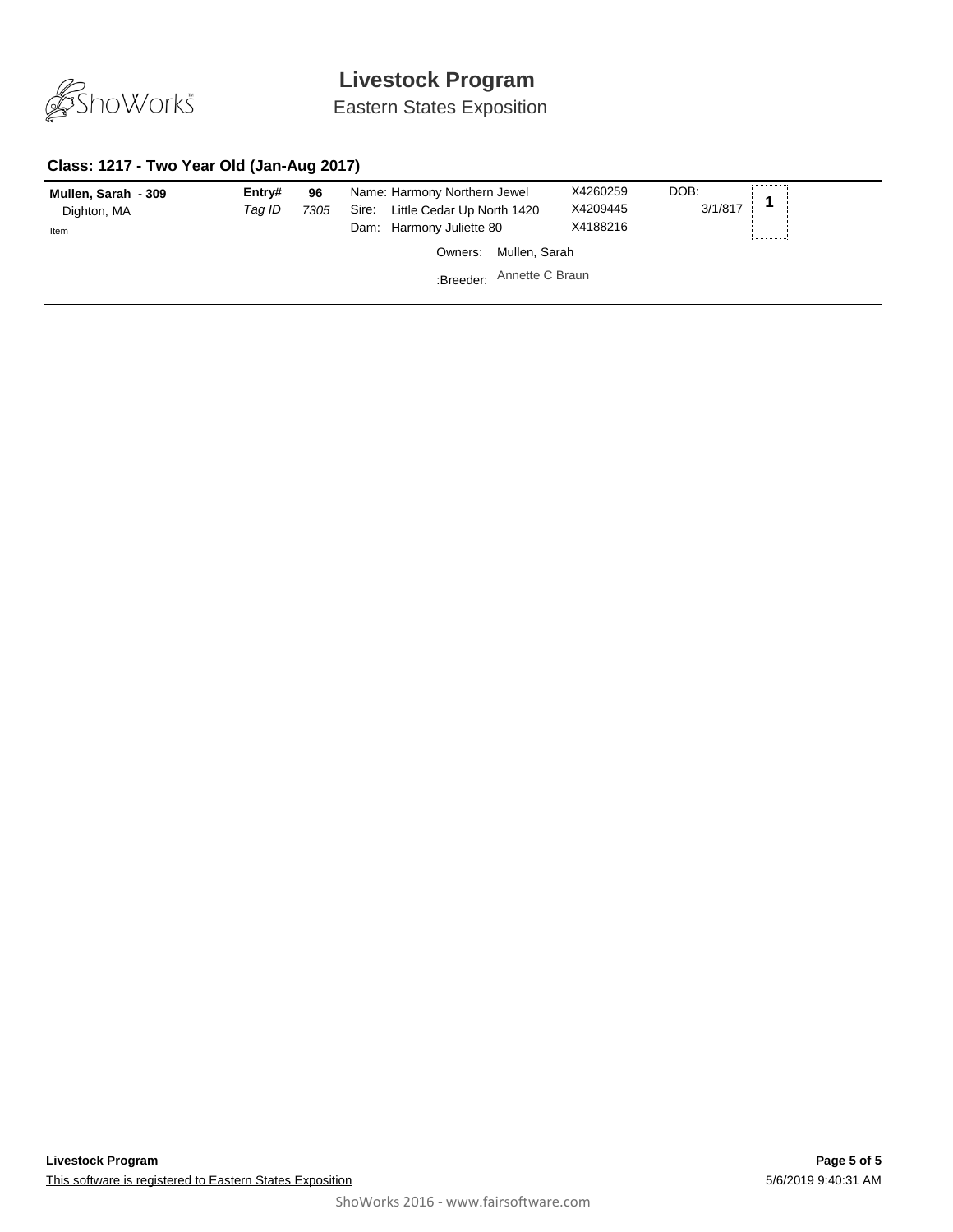# Livestock Program

Eastern States Exposition

## Class: 1217 - Two Year Old (Jan-Aug 2017)

| | | | | | | |
|---|---|---|---|---|---|---|
| **Mullen, Sarah - 309**<br>Dighton, MA<br>Item | **Entry#**<br>*Tag ID* | **96**<br>*7305* | Name: Harmony Northern Jewel<br>Sire: Little Cedar Up North 1420<br>Dam: Harmony Juliette 80<br>Owners: Mullen, Sarah<br>:Breeder: Annette C Braun | X4260259<br>X4209445<br>X4188216 | DOB:<br>3/1/817 | **1** |

This software is registered to Eastern States Exposition

5/6/2019 9:40:31 AM

ShoWorks 2016 - www.fairsoftware.com